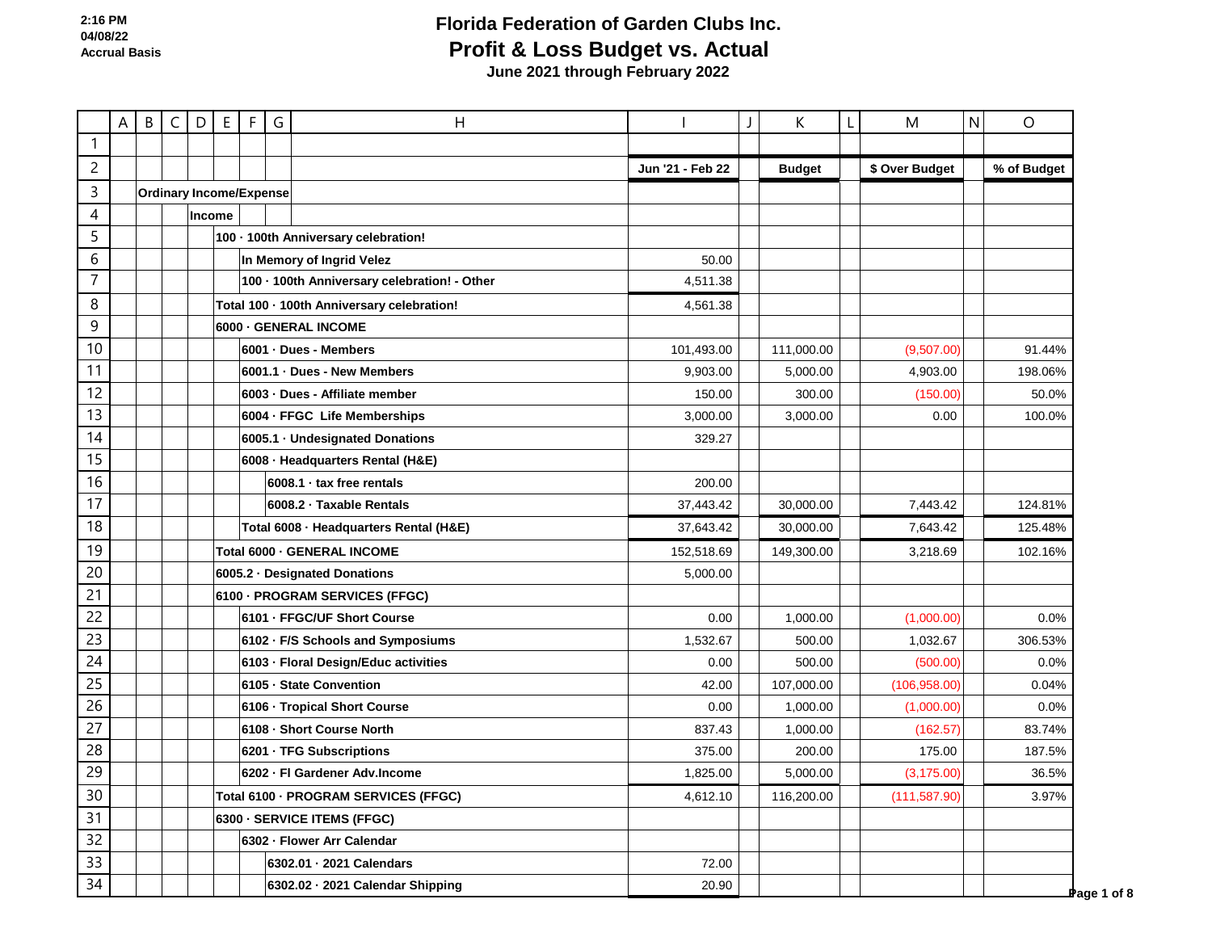2:16 PM
04/08/22
Accrual Basis

# Florida Federation of Garden Clubs Inc.
## Profit & Loss Budget vs. Actual
### June 2021 through February 2022

| | Jun '21 - Feb 22 | Budget | $ Over Budget | % of Budget |
|---|---|---|---|---|
| **Ordinary Income/Expense** | | | | |
| **Income** | | | | |
| 100 · 100th Anniversary celebration! | | | | |
| In Memory of Ingrid Velez | 50.00 | | | |
| 100 · 100th Anniversary celebration! - Other | 4,511.38 | | | |
| Total 100 · 100th Anniversary celebration! | 4,561.38 | | | |
| 6000 · GENERAL INCOME | | | | |
| 6001 · Dues - Members | 101,493.00 | 111,000.00 | (9,507.00) | 91.44% |
| 6001.1 · Dues - New Members | 9,903.00 | 5,000.00 | 4,903.00 | 198.06% |
| 6003 · Dues - Affiliate member | 150.00 | 300.00 | (150.00) | 50.0% |
| 6004 · FFGC Life Memberships | 3,000.00 | 3,000.00 | 0.00 | 100.0% |
| 6005.1 · Undesignated Donations | 329.27 | | | |
| 6008 · Headquarters Rental (H&E) | | | | |
| 6008.1 · tax free rentals | 200.00 | | | |
| 6008.2 · Taxable Rentals | 37,443.42 | 30,000.00 | 7,443.42 | 124.81% |
| Total 6008 · Headquarters Rental (H&E) | 37,643.42 | 30,000.00 | 7,643.42 | 125.48% |
| Total 6000 · GENERAL INCOME | 152,518.69 | 149,300.00 | 3,218.69 | 102.16% |
| 6005.2 · Designated Donations | 5,000.00 | | | |
| 6100 · PROGRAM SERVICES (FFGC) | | | | |
| 6101 · FFGC/UF Short Course | 0.00 | 1,000.00 | (1,000.00) | 0.0% |
| 6102 · F/S Schools and Symposiums | 1,532.67 | 500.00 | 1,032.67 | 306.53% |
| 6103 · Floral Design/Educ activities | 0.00 | 500.00 | (500.00) | 0.0% |
| 6105 · State Convention | 42.00 | 107,000.00 | (106,958.00) | 0.04% |
| 6106 · Tropical Short Course | 0.00 | 1,000.00 | (1,000.00) | 0.0% |
| 6108 · Short Course North | 837.43 | 1,000.00 | (162.57) | 83.74% |
| 6201 · TFG Subscriptions | 375.00 | 200.00 | 175.00 | 187.5% |
| 6202 · Fl Gardener Adv.Income | 1,825.00 | 5,000.00 | (3,175.00) | 36.5% |
| Total 6100 · PROGRAM SERVICES (FFGC) | 4,612.10 | 116,200.00 | (111,587.90) | 3.97% |
| 6300 · SERVICE ITEMS (FFGC) | | | | |
| 6302 · Flower Arr Calendar | | | | |
| 6302.01 · 2021 Calendars | 72.00 | | | |
| 6302.02 · 2021 Calendar Shipping | 20.90 | | | |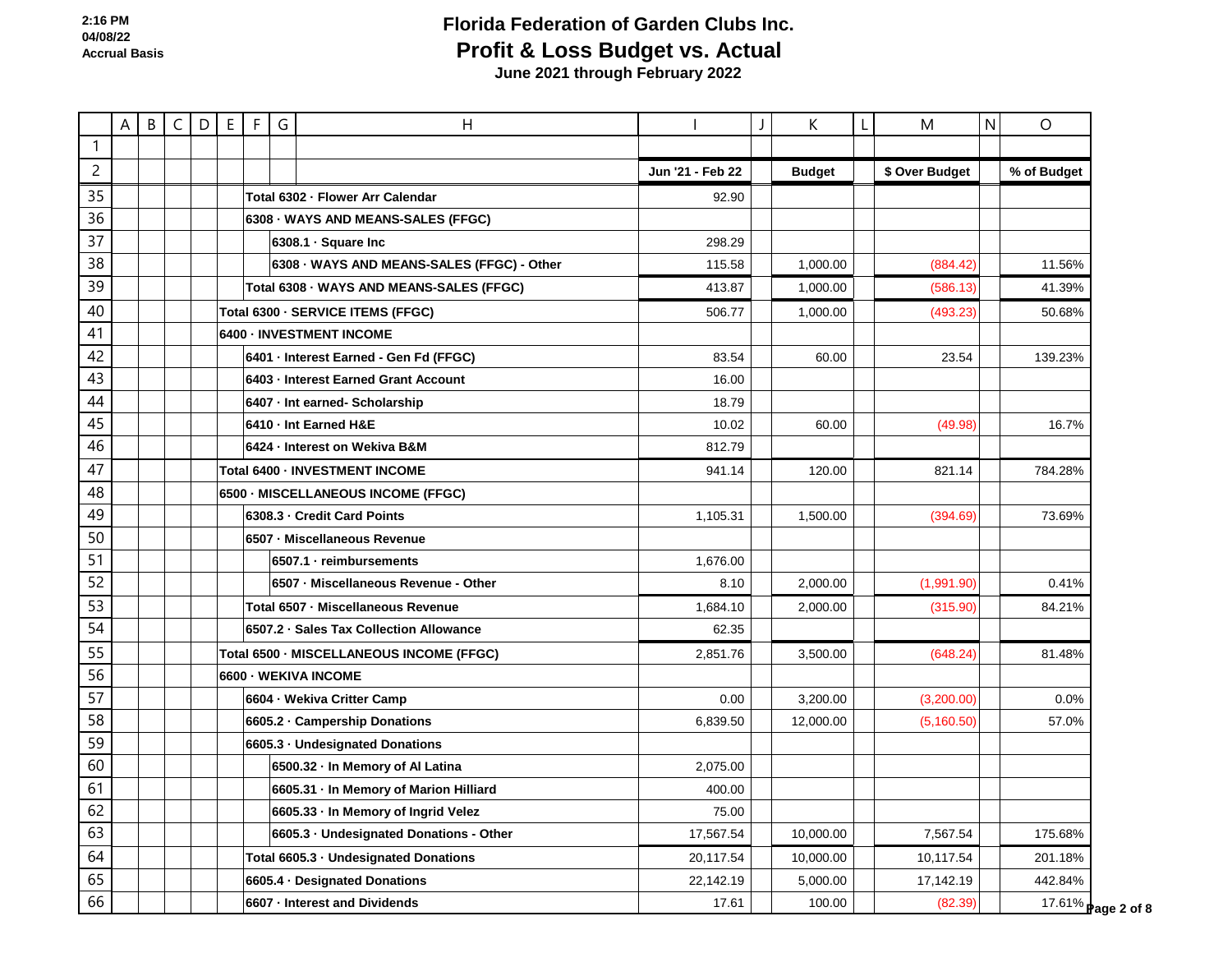# Florida Federation of Garden Clubs Inc.

## Profit & Loss Budget vs. Actual

### June 2021 through February 2022

2:16 PM
04/08/22
Accrual Basis

| | Jun '21 - Feb 22 | Budget | $ Over Budget | % of Budget |
|---|---|---|---|---|
| Total 6302 · Flower Arr Calendar | 92.90 | | | |
| 6308 · WAYS AND MEANS-SALES (FFGC) | | | | |
| 6308.1 · Square Inc | 298.29 | | | |
| 6308 · WAYS AND MEANS-SALES (FFGC) - Other | 115.58 | 1,000.00 | (884.42) | 11.56% |
| Total 6308 · WAYS AND MEANS-SALES (FFGC) | 413.87 | 1,000.00 | (586.13) | 41.39% |
| Total 6300 · SERVICE ITEMS (FFGC) | 506.77 | 1,000.00 | (493.23) | 50.68% |
| 6400 · INVESTMENT INCOME | | | | |
| 6401 · Interest Earned - Gen Fd (FFGC) | 83.54 | 60.00 | 23.54 | 139.23% |
| 6403 · Interest Earned Grant Account | 16.00 | | | |
| 6407 · Int earned- Scholarship | 18.79 | | | |
| 6410 · Int Earned H&E | 10.02 | 60.00 | (49.98) | 16.7% |
| 6424 · Interest on Wekiva B&M | 812.79 | | | |
| Total 6400 · INVESTMENT INCOME | 941.14 | 120.00 | 821.14 | 784.28% |
| 6500 · MISCELLANEOUS INCOME (FFGC) | | | | |
| 6308.3 · Credit Card Points | 1,105.31 | 1,500.00 | (394.69) | 73.69% |
| 6507 · Miscellaneous Revenue | | | | |
| 6507.1 · reimbursements | 1,676.00 | | | |
| 6507 · Miscellaneous Revenue - Other | 8.10 | 2,000.00 | (1,991.90) | 0.41% |
| Total 6507 · Miscellaneous Revenue | 1,684.10 | 2,000.00 | (315.90) | 84.21% |
| 6507.2 · Sales Tax Collection Allowance | 62.35 | | | |
| Total 6500 · MISCELLANEOUS INCOME (FFGC) | 2,851.76 | 3,500.00 | (648.24) | 81.48% |
| 6600 · WEKIVA INCOME | | | | |
| 6604 · Wekiva Critter Camp | 0.00 | 3,200.00 | (3,200.00) | 0.0% |
| 6605.2 · Campership Donations | 6,839.50 | 12,000.00 | (5,160.50) | 57.0% |
| 6605.3 · Undesignated Donations | | | | |
| 6500.32 · In Memory of Al Latina | 2,075.00 | | | |
| 6605.31 · In Memory of Marion Hilliard | 400.00 | | | |
| 6605.33 · In Memory of Ingrid Velez | 75.00 | | | |
| 6605.3 · Undesignated Donations - Other | 17,567.54 | 10,000.00 | 7,567.54 | 175.68% |
| Total 6605.3 · Undesignated Donations | 20,117.54 | 10,000.00 | 10,117.54 | 201.18% |
| 6605.4 · Designated Donations | 22,142.19 | 5,000.00 | 17,142.19 | 442.84% |
| 6607 · Interest and Dividends | 17.61 | 100.00 | (82.39) | 17.61% |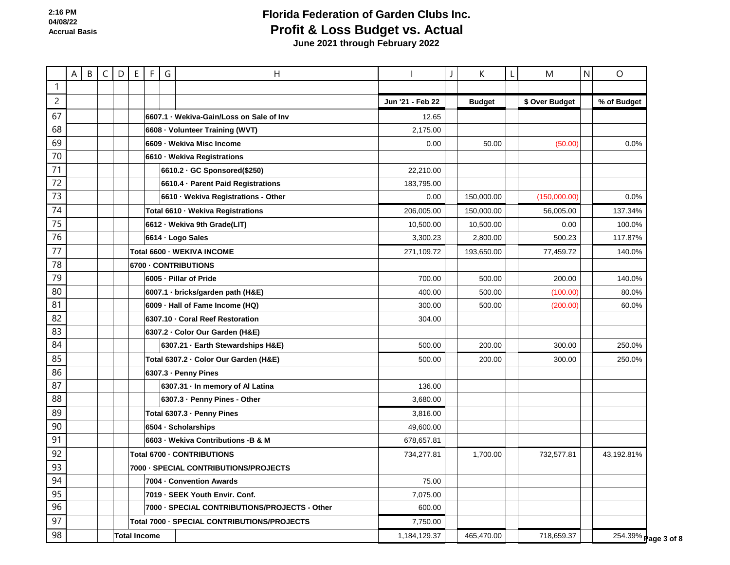# Florida Federation of Garden Clubs Inc.

## Profit & Loss Budget vs. Actual

### June 2021 through February 2022

2:16 PM
04/08/22
Accrual Basis

| | Jun '21 - Feb 22 | Budget | $ Over Budget | % of Budget |
|---|---|---|---|---|
| 6607.1 · Wekiva-Gain/Loss on Sale of Inv | 12.65 | | | |
| 6608 · Volunteer Training (WVT) | 2,175.00 | | | |
| 6609 · Wekiva Misc Income | 0.00 | 50.00 | (50.00) | 0.0% |
| 6610 · Wekiva Registrations | | | | |
| 6610.2 · GC Sponsored($250) | 22,210.00 | | | |
| 6610.4 · Parent Paid Registrations | 183,795.00 | | | |
| 6610 · Wekiva Registrations - Other | 0.00 | 150,000.00 | (150,000.00) | 0.0% |
| Total 6610 · Wekiva Registrations | 206,005.00 | 150,000.00 | 56,005.00 | 137.34% |
| 6612 · Wekiva 9th Grade(LIT) | 10,500.00 | 10,500.00 | 0.00 | 100.0% |
| 6614 · Logo Sales | 3,300.23 | 2,800.00 | 500.23 | 117.87% |
| Total 6600 · WEKIVA INCOME | 271,109.72 | 193,650.00 | 77,459.72 | 140.0% |
| 6700 · CONTRIBUTIONS | | | | |
| 6005 · Pillar of Pride | 700.00 | 500.00 | 200.00 | 140.0% |
| 6007.1 · bricks/garden path (H&E) | 400.00 | 500.00 | (100.00) | 80.0% |
| 6009 · Hall of Fame Income (HQ) | 300.00 | 500.00 | (200.00) | 60.0% |
| 6307.10 · Coral Reef Restoration | 304.00 | | | |
| 6307.2 · Color Our Garden (H&E) | | | | |
| 6307.21 · Earth Stewardships H&E) | 500.00 | 200.00 | 300.00 | 250.0% |
| Total 6307.2 · Color Our Garden (H&E) | 500.00 | 200.00 | 300.00 | 250.0% |
| 6307.3 · Penny Pines | | | | |
| 6307.31 · In memory of Al Latina | 136.00 | | | |
| 6307.3 · Penny Pines - Other | 3,680.00 | | | |
| Total 6307.3 · Penny Pines | 3,816.00 | | | |
| 6504 · Scholarships | 49,600.00 | | | |
| 6603 · Wekiva Contributions -B & M | 678,657.81 | | | |
| Total 6700 · CONTRIBUTIONS | 734,277.81 | 1,700.00 | 732,577.81 | 43,192.81% |
| 7000 · SPECIAL CONTRIBUTIONS/PROJECTS | | | | |
| 7004 · Convention Awards | 75.00 | | | |
| 7019 · SEEK Youth Envir. Conf. | 7,075.00 | | | |
| 7000 · SPECIAL CONTRIBUTIONS/PROJECTS - Other | 600.00 | | | |
| Total 7000 · SPECIAL CONTRIBUTIONS/PROJECTS | 7,750.00 | | | |
| Total Income | 1,184,129.37 | 465,470.00 | 718,659.37 | 254.39% |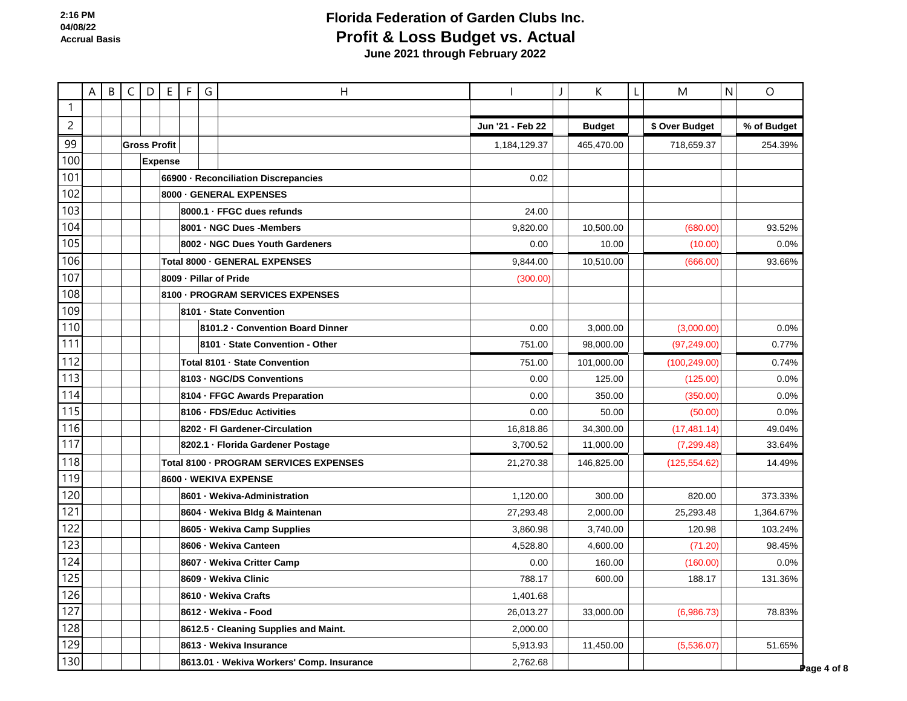# Florida Federation of Garden Clubs Inc.

## Profit & Loss Budget vs. Actual

**June 2021 through February 2022**

2:16 PM
04/08/22
Accrual Basis

| | Jun '21 - Feb 22 | Budget | $ Over Budget | % of Budget |
|---|---|---|---|---|
| **Gross Profit** | 1,184,129.37 | 465,470.00 | 718,659.37 | 254.39% |
| **Expense** | | | | |
| 66900 · Reconciliation Discrepancies | 0.02 | | | |
| 8000 · GENERAL EXPENSES | | | | |
| 8000.1 · FFGC dues refunds | 24.00 | | | |
| 8001 · NGC Dues -Members | 9,820.00 | 10,500.00 | (680.00) | 93.52% |
| 8002 · NGC Dues Youth Gardeners | 0.00 | 10.00 | (10.00) | 0.0% |
| Total 8000 · GENERAL EXPENSES | 9,844.00 | 10,510.00 | (666.00) | 93.66% |
| 8009 · Pillar of Pride | (300.00) | | | |
| 8100 · PROGRAM SERVICES EXPENSES | | | | |
| 8101 · State Convention | | | | |
| 8101.2 · Convention Board Dinner | 0.00 | 3,000.00 | (3,000.00) | 0.0% |
| 8101 · State Convention - Other | 751.00 | 98,000.00 | (97,249.00) | 0.77% |
| Total 8101 · State Convention | 751.00 | 101,000.00 | (100,249.00) | 0.74% |
| 8103 · NGC/DS Conventions | 0.00 | 125.00 | (125.00) | 0.0% |
| 8104 · FFGC Awards Preparation | 0.00 | 350.00 | (350.00) | 0.0% |
| 8106 · FDS/Educ Activities | 0.00 | 50.00 | (50.00) | 0.0% |
| 8202 · Fl Gardener-Circulation | 16,818.86 | 34,300.00 | (17,481.14) | 49.04% |
| 8202.1 · Florida Gardener Postage | 3,700.52 | 11,000.00 | (7,299.48) | 33.64% |
| Total 8100 · PROGRAM SERVICES EXPENSES | 21,270.38 | 146,825.00 | (125,554.62) | 14.49% |
| 8600 · WEKIVA EXPENSE | | | | |
| 8601 · Wekiva-Administration | 1,120.00 | 300.00 | 820.00 | 373.33% |
| 8604 · Wekiva Bldg & Maintenan | 27,293.48 | 2,000.00 | 25,293.48 | 1,364.67% |
| 8605 · Wekiva Camp Supplies | 3,860.98 | 3,740.00 | 120.98 | 103.24% |
| 8606 · Wekiva Canteen | 4,528.80 | 4,600.00 | (71.20) | 98.45% |
| 8607 · Wekiva Critter Camp | 0.00 | 160.00 | (160.00) | 0.0% |
| 8609 · Wekiva Clinic | 788.17 | 600.00 | 188.17 | 131.36% |
| 8610 · Wekiva Crafts | 1,401.68 | | | |
| 8612 · Wekiva - Food | 26,013.27 | 33,000.00 | (6,986.73) | 78.83% |
| 8612.5 · Cleaning Supplies and Maint. | 2,000.00 | | | |
| 8613 · Wekiva Insurance | 5,913.93 | 11,450.00 | (5,536.07) | 51.65% |
| 8613.01 · Wekiva Workers' Comp. Insurance | 2,762.68 | | | |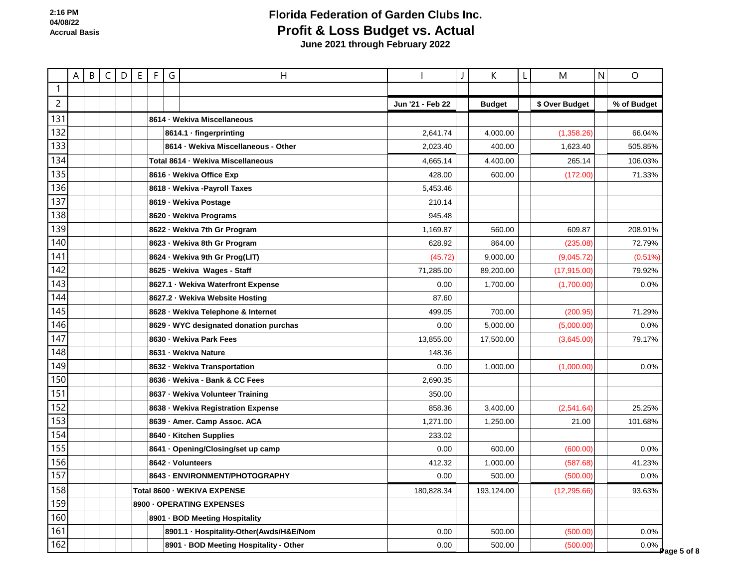# Florida Federation of Garden Clubs Inc.
## Profit & Loss Budget vs. Actual
### June 2021 through February 2022

2:16 PM
04/08/22
Accrual Basis

| | Jun '21 - Feb 22 | Budget | $ Over Budget | % of Budget |
|---|---|---|---|---|
| 8614 · Wekiva Miscellaneous | | | | |
| 8614.1 · fingerprinting | 2,641.74 | 4,000.00 | (1,358.26) | 66.04% |
| 8614 · Wekiva Miscellaneous - Other | 2,023.40 | 400.00 | 1,623.40 | 505.85% |
| Total 8614 · Wekiva Miscellaneous | 4,665.14 | 4,400.00 | 265.14 | 106.03% |
| 8616 · Wekiva Office Exp | 428.00 | 600.00 | (172.00) | 71.33% |
| 8618 · Wekiva -Payroll Taxes | 5,453.46 | | | |
| 8619 · Wekiva Postage | 210.14 | | | |
| 8620 · Wekiva Programs | 945.48 | | | |
| 8622 · Wekiva 7th Gr Program | 1,169.87 | 560.00 | 609.87 | 208.91% |
| 8623 · Wekiva 8th Gr Program | 628.92 | 864.00 | (235.08) | 72.79% |
| 8624 · Wekiva 9th Gr Prog(LIT) | (45.72) | 9,000.00 | (9,045.72) | (0.51%) |
| 8625 · Wekiva Wages - Staff | 71,285.00 | 89,200.00 | (17,915.00) | 79.92% |
| 8627.1 · Wekiva Waterfront Expense | 0.00 | 1,700.00 | (1,700.00) | 0.0% |
| 8627.2 · Wekiva Website Hosting | 87.60 | | | |
| 8628 · Wekiva Telephone & Internet | 499.05 | 700.00 | (200.95) | 71.29% |
| 8629 · WYC designated donation purchas | 0.00 | 5,000.00 | (5,000.00) | 0.0% |
| 8630 · Wekiva Park Fees | 13,855.00 | 17,500.00 | (3,645.00) | 79.17% |
| 8631 · Wekiva Nature | 148.36 | | | |
| 8632 · Wekiva Transportation | 0.00 | 1,000.00 | (1,000.00) | 0.0% |
| 8636 · Wekiva - Bank & CC Fees | 2,690.35 | | | |
| 8637 · Wekiva Volunteer Training | 350.00 | | | |
| 8638 · Wekiva Registration Expense | 858.36 | 3,400.00 | (2,541.64) | 25.25% |
| 8639 · Amer. Camp Assoc. ACA | 1,271.00 | 1,250.00 | 21.00 | 101.68% |
| 8640 · Kitchen Supplies | 233.02 | | | |
| 8641 · Opening/Closing/set up camp | 0.00 | 600.00 | (600.00) | 0.0% |
| 8642 · Volunteers | 412.32 | 1,000.00 | (587.68) | 41.23% |
| 8643 · ENVIRONMENT/PHOTOGRAPHY | 0.00 | 500.00 | (500.00) | 0.0% |
| Total 8600 · WEKIVA EXPENSE | 180,828.34 | 193,124.00 | (12,295.66) | 93.63% |
| 8900 · OPERATING EXPENSES | | | | |
| 8901 · BOD Meeting Hospitality | | | | |
| 8901.1 · Hospitality-Other(Awds/H&E/Nom | 0.00 | 500.00 | (500.00) | 0.0% |
| 8901 · BOD Meeting Hospitality - Other | 0.00 | 500.00 | (500.00) | 0.0% |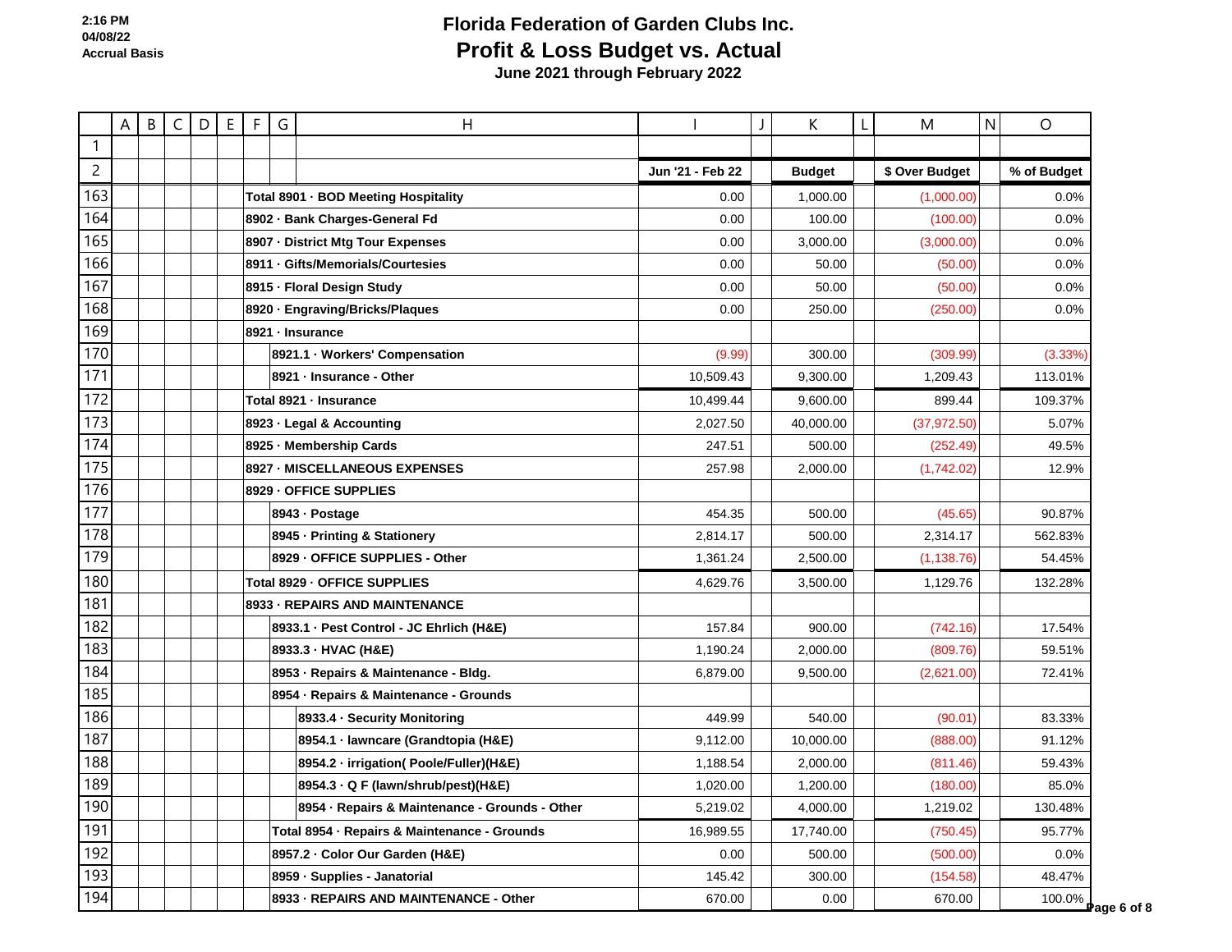# Florida Federation of Garden Clubs Inc.
## Profit & Loss Budget vs. Actual
### June 2021 through February 2022

2:16 PM
04/08/22
Accrual Basis

| | Jun '21 - Feb 22 | Budget | $ Over Budget | % of Budget |
|---|---|---|---|---|
| **Total 8901 · BOD Meeting Hospitality** | 0.00 | 1,000.00 | (1,000.00) | 0.0% |
| **8902 · Bank Charges-General Fd** | 0.00 | 100.00 | (100.00) | 0.0% |
| **8907 · District Mtg Tour Expenses** | 0.00 | 3,000.00 | (3,000.00) | 0.0% |
| **8911 · Gifts/Memorials/Courtesies** | 0.00 | 50.00 | (50.00) | 0.0% |
| **8915 · Floral Design Study** | 0.00 | 50.00 | (50.00) | 0.0% |
| **8920 · Engraving/Bricks/Plaques** | 0.00 | 250.00 | (250.00) | 0.0% |
| **8921 · Insurance** | | | | |
| **8921.1 · Workers' Compensation** | (9.99) | 300.00 | (309.99) | (3.33%) |
| **8921 · Insurance - Other** | 10,509.43 | 9,300.00 | 1,209.43 | 113.01% |
| **Total 8921 · Insurance** | 10,499.44 | 9,600.00 | 899.44 | 109.37% |
| **8923 · Legal & Accounting** | 2,027.50 | 40,000.00 | (37,972.50) | 5.07% |
| **8925 · Membership Cards** | 247.51 | 500.00 | (252.49) | 49.5% |
| **8927 · MISCELLANEOUS EXPENSES** | 257.98 | 2,000.00 | (1,742.02) | 12.9% |
| **8929 · OFFICE SUPPLIES** | | | | |
| **8943 · Postage** | 454.35 | 500.00 | (45.65) | 90.87% |
| **8945 · Printing & Stationery** | 2,814.17 | 500.00 | 2,314.17 | 562.83% |
| **8929 · OFFICE SUPPLIES - Other** | 1,361.24 | 2,500.00 | (1,138.76) | 54.45% |
| **Total 8929 · OFFICE SUPPLIES** | 4,629.76 | 3,500.00 | 1,129.76 | 132.28% |
| **8933 · REPAIRS AND MAINTENANCE** | | | | |
| **8933.1 · Pest Control - JC Ehrlich (H&E)** | 157.84 | 900.00 | (742.16) | 17.54% |
| **8933.3 · HVAC (H&E)** | 1,190.24 | 2,000.00 | (809.76) | 59.51% |
| **8953 · Repairs & Maintenance - Bldg.** | 6,879.00 | 9,500.00 | (2,621.00) | 72.41% |
| **8954 · Repairs & Maintenance - Grounds** | | | | |
| **8933.4 · Security Monitoring** | 449.99 | 540.00 | (90.01) | 83.33% |
| **8954.1 · lawncare (Grandtopia (H&E)** | 9,112.00 | 10,000.00 | (888.00) | 91.12% |
| **8954.2 · irrigation( Poole/Fuller)(H&E)** | 1,188.54 | 2,000.00 | (811.46) | 59.43% |
| **8954.3 · Q F (lawn/shrub/pest)(H&E)** | 1,020.00 | 1,200.00 | (180.00) | 85.0% |
| **8954 · Repairs & Maintenance - Grounds - Other** | 5,219.02 | 4,000.00 | 1,219.02 | 130.48% |
| **Total 8954 · Repairs & Maintenance - Grounds** | 16,989.55 | 17,740.00 | (750.45) | 95.77% |
| **8957.2 · Color Our Garden (H&E)** | 0.00 | 500.00 | (500.00) | 0.0% |
| **8959 · Supplies - Janatorial** | 145.42 | 300.00 | (154.58) | 48.47% |
| **8933 · REPAIRS AND MAINTENANCE - Other** | 670.00 | 0.00 | 670.00 | 100.0% |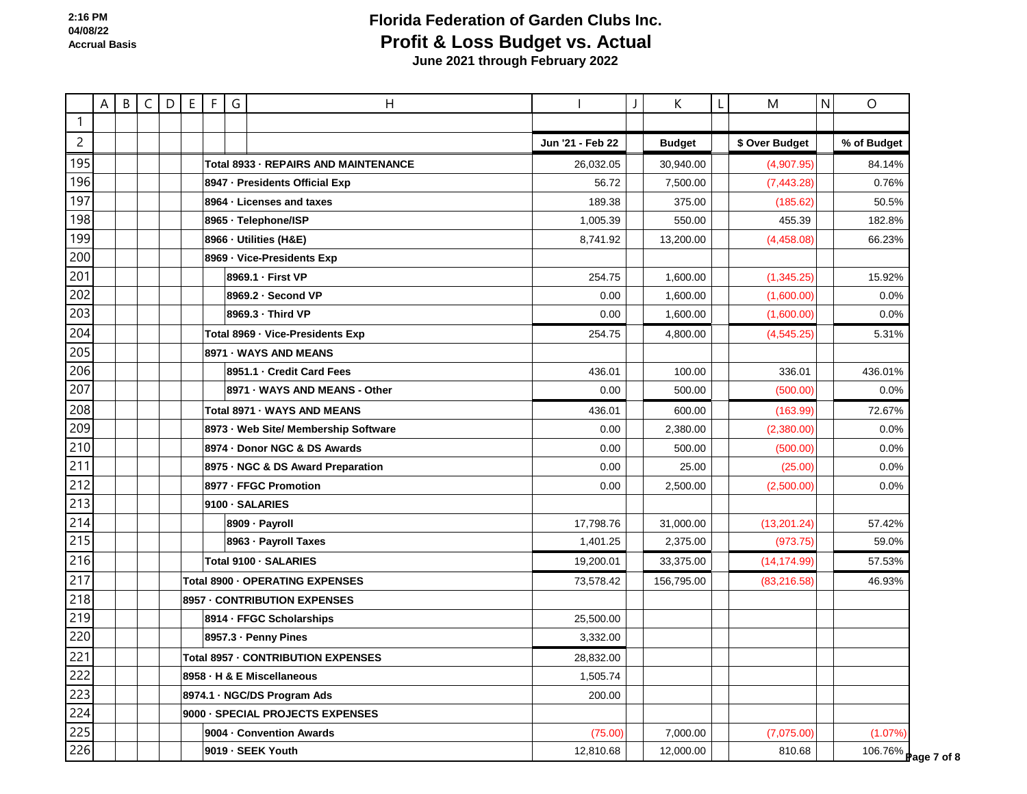# Florida Federation of Garden Clubs Inc.

## Profit & Loss Budget vs. Actual

### June 2021 through February 2022

2:16 PM
04/08/22
Accrual Basis

| | Jun '21 - Feb 22 | Budget | $ Over Budget | % of Budget |
|---|---|---|---|---|
| Total 8933 · REPAIRS AND MAINTENANCE | 26,032.05 | 30,940.00 | (4,907.95) | 84.14% |
| 8947 · Presidents Official Exp | 56.72 | 7,500.00 | (7,443.28) | 0.76% |
| 8964 · Licenses and taxes | 189.38 | 375.00 | (185.62) | 50.5% |
| 8965 · Telephone/ISP | 1,005.39 | 550.00 | 455.39 | 182.8% |
| 8966 · Utilities (H&E) | 8,741.92 | 13,200.00 | (4,458.08) | 66.23% |
| 8969 · Vice-Presidents Exp | | | | |
| 8969.1 · First VP | 254.75 | 1,600.00 | (1,345.25) | 15.92% |
| 8969.2 · Second VP | 0.00 | 1,600.00 | (1,600.00) | 0.0% |
| 8969.3 · Third VP | 0.00 | 1,600.00 | (1,600.00) | 0.0% |
| Total 8969 · Vice-Presidents Exp | 254.75 | 4,800.00 | (4,545.25) | 5.31% |
| 8971 · WAYS AND MEANS | | | | |
| 8951.1 · Credit Card Fees | 436.01 | 100.00 | 336.01 | 436.01% |
| 8971 · WAYS AND MEANS - Other | 0.00 | 500.00 | (500.00) | 0.0% |
| Total 8971 · WAYS AND MEANS | 436.01 | 600.00 | (163.99) | 72.67% |
| 8973 · Web Site/ Membership Software | 0.00 | 2,380.00 | (2,380.00) | 0.0% |
| 8974 · Donor NGC & DS Awards | 0.00 | 500.00 | (500.00) | 0.0% |
| 8975 · NGC & DS Award Preparation | 0.00 | 25.00 | (25.00) | 0.0% |
| 8977 · FFGC Promotion | 0.00 | 2,500.00 | (2,500.00) | 0.0% |
| 9100 · SALARIES | | | | |
| 8909 · Payroll | 17,798.76 | 31,000.00 | (13,201.24) | 57.42% |
| 8963 · Payroll Taxes | 1,401.25 | 2,375.00 | (973.75) | 59.0% |
| Total 9100 · SALARIES | 19,200.01 | 33,375.00 | (14,174.99) | 57.53% |
| Total 8900 · OPERATING EXPENSES | 73,578.42 | 156,795.00 | (83,216.58) | 46.93% |
| 8957 · CONTRIBUTION EXPENSES | | | | |
| 8914 · FFGC Scholarships | 25,500.00 | | | |
| 8957.3 · Penny Pines | 3,332.00 | | | |
| Total 8957 · CONTRIBUTION EXPENSES | 28,832.00 | | | |
| 8958 · H & E Miscellaneous | 1,505.74 | | | |
| 8974.1 · NGC/DS Program Ads | 200.00 | | | |
| 9000 · SPECIAL PROJECTS EXPENSES | | | | |
| 9004 · Convention Awards | (75.00) | 7,000.00 | (7,075.00) | (1.07%) |
| 9019 · SEEK Youth | 12,810.68 | 12,000.00 | 810.68 | 106.76% |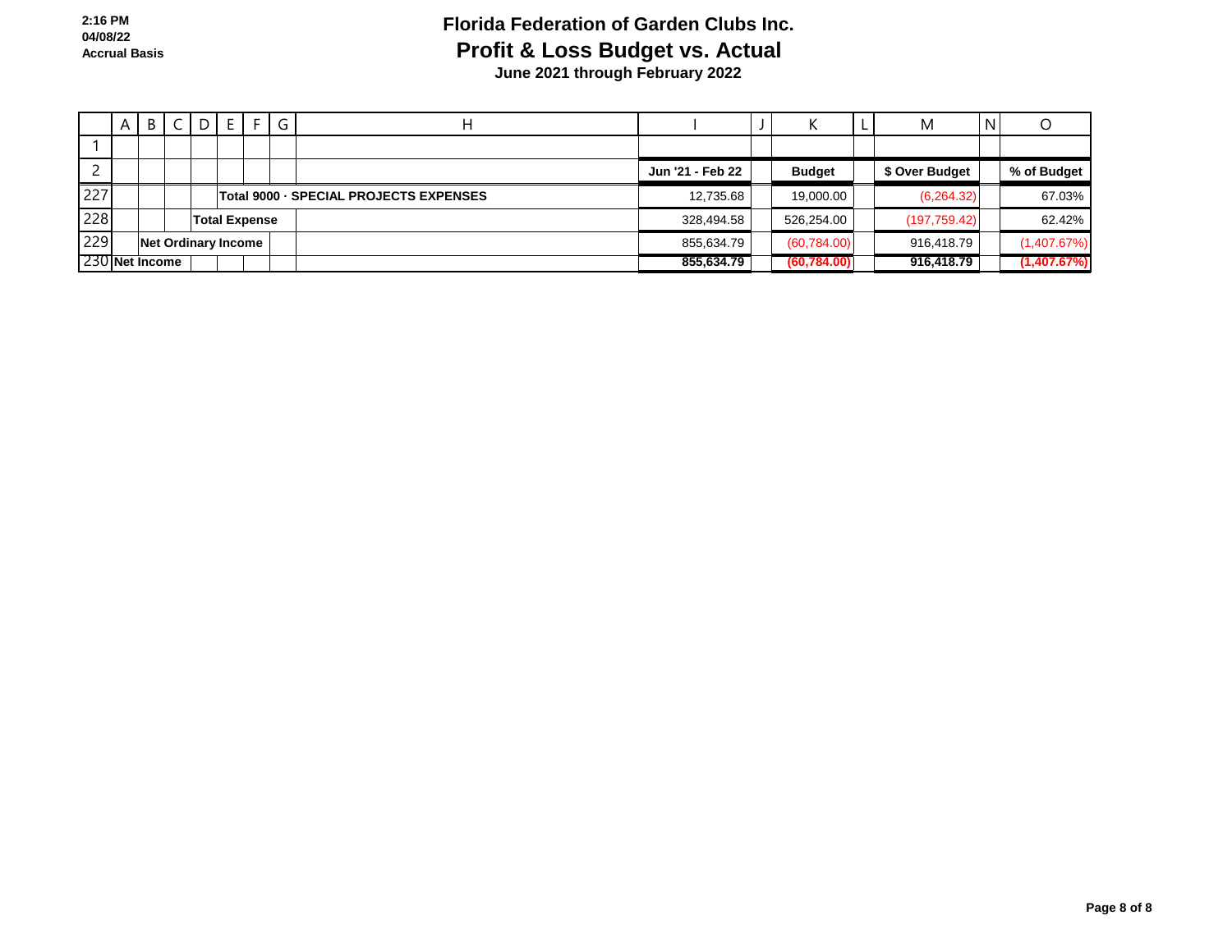# Florida Federation of Garden Clubs Inc.
## Profit & Loss Budget vs. Actual
### June 2021 through February 2022

2:16 PM
04/08/22
Accrual Basis

| | Jun '21 - Feb 22 | Budget | $ Over Budget | % of Budget |
|---|---|---|---|---|
| Total 9000 · SPECIAL PROJECTS EXPENSES | 12,735.68 | 19,000.00 | (6,264.32) | 67.03% |
| Total Expense | 328,494.58 | 526,254.00 | (197,759.42) | 62.42% |
| Net Ordinary Income | 855,634.79 | (60,784.00) | 916,418.79 | (1,407.67%) |
| **Net Income** | **855,634.79** | **(60,784.00)** | **916,418.79** | **(1,407.67%)** |